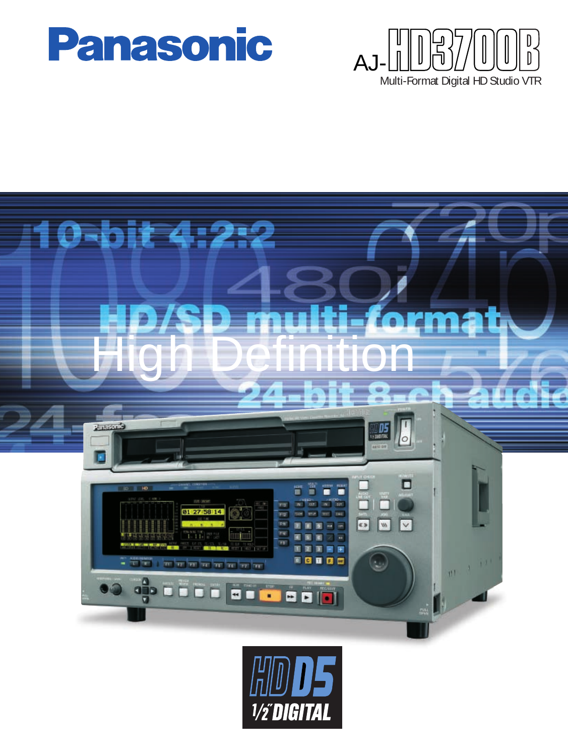# Panasonic

## AJ-HD3700B

Multi-Format Digital HD Studio VTR

10-bit 4:2:2

HD/SD multi-format

High Definition

24-bit 8-ch audio

HD D5 1/2" DIGITAL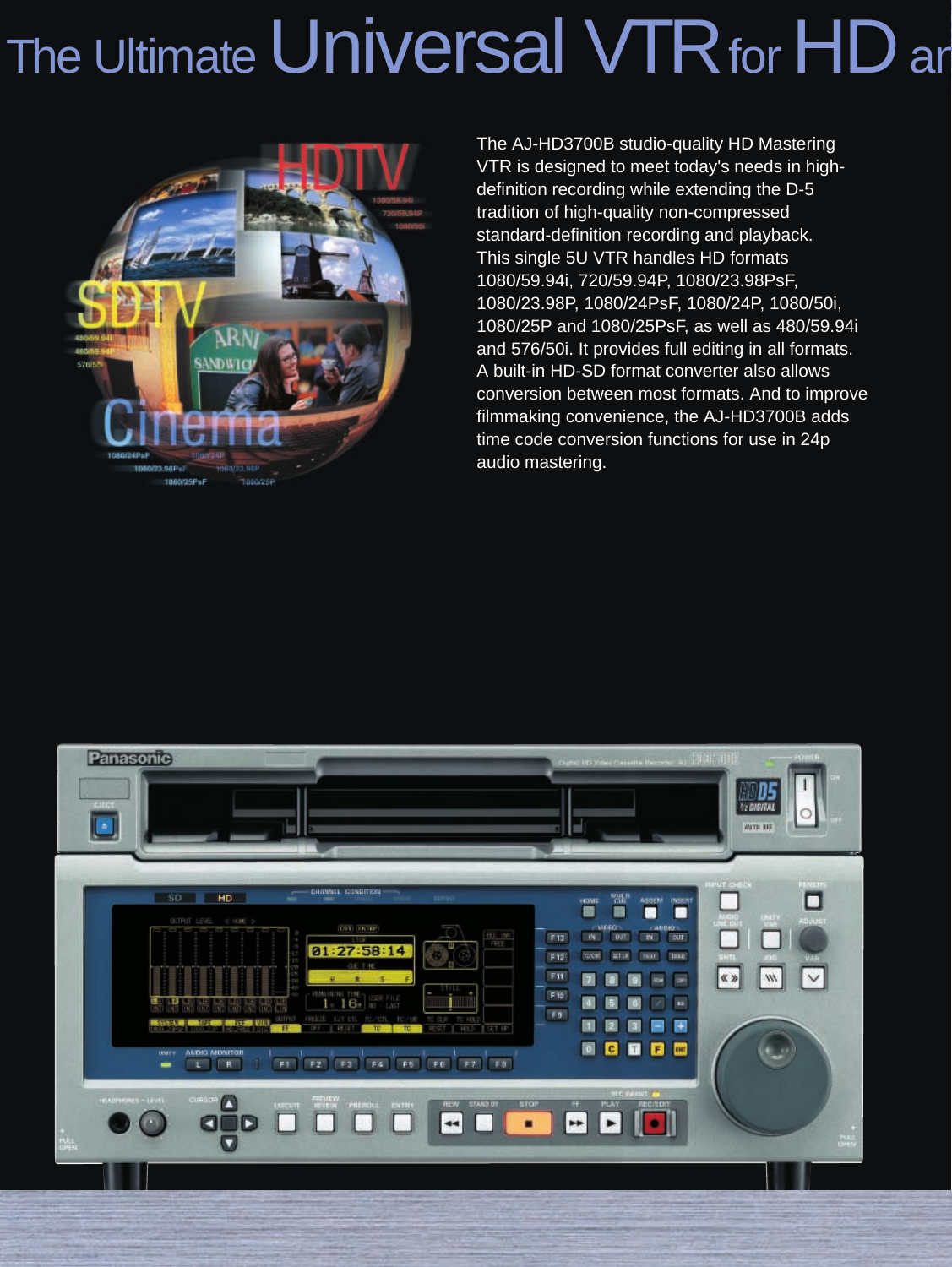# The Ultimate Universal VTR for HD ar

The AJ-HD3700B studio-quality HD Mastering VTR is designed to meet today's needs in high-definition recording while extending the D-5 tradition of high-quality non-compressed standard-definition recording and playback. This single 5U VTR handles HD formats 1080/59.94i, 720/59.94P, 1080/23.98PsF, 1080/23.98P, 1080/24PsF, 1080/24P, 1080/50i, 1080/25P and 1080/25PsF, as well as 480/59.94i and 576/50i. It provides full editing in all formats. A built-in HD-SD format converter also allows conversion between most formats. And to improve filmmaking convenience, the AJ-HD3700B adds time code conversion functions for use in 24p audio mastering.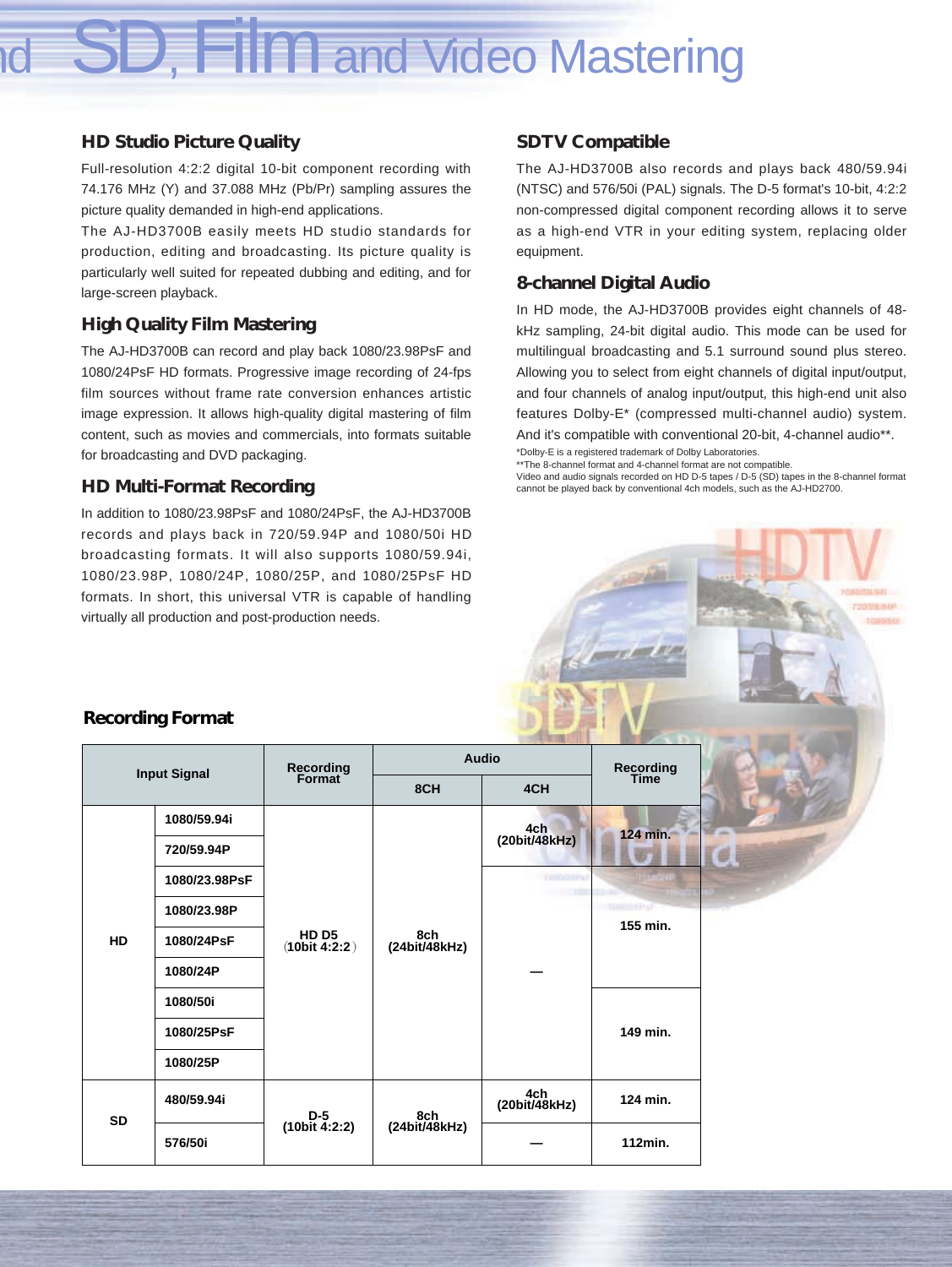# SD, Film and Video Mastering

### HD Studio Picture Quality

Full-resolution 4:2:2 digital 10-bit component recording with 74.176 MHz (Y) and 37.088 MHz (Pb/Pr) sampling assures the picture quality demanded in high-end applications.

The AJ-HD3700B easily meets HD studio standards for production, editing and broadcasting. Its picture quality is particularly well suited for repeated dubbing and editing, and for large-screen playback.

### High Quality Film Mastering

The AJ-HD3700B can record and play back 1080/23.98PsF and 1080/24PsF HD formats. Progressive image recording of 24-fps film sources without frame rate conversion enhances artistic image expression. It allows high-quality digital mastering of film content, such as movies and commercials, into formats suitable for broadcasting and DVD packaging.

### HD Multi-Format Recording

In addition to 1080/23.98PsF and 1080/24PsF, the AJ-HD3700B records and plays back in 720/59.94P and 1080/50i HD broadcasting formats. It will also supports 1080/59.94i, 1080/23.98P, 1080/24P, 1080/25P, and 1080/25PsF HD formats. In short, this universal VTR is capable of handling virtually all production and post-production needs.

### SDTV Compatible

The AJ-HD3700B also records and plays back 480/59.94i (NTSC) and 576/50i (PAL) signals. The D-5 format's 10-bit, 4:2:2 non-compressed digital component recording allows it to serve as a high-end VTR in your editing system, replacing older equipment.

### 8-channel Digital Audio

In HD mode, the AJ-HD3700B provides eight channels of 48-kHz sampling, 24-bit digital audio. This mode can be used for multilingual broadcasting and 5.1 surround sound plus stereo. Allowing you to select from eight channels of digital input/output, and four channels of analog input/output, this high-end unit also features Dolby-E* (compressed multi-channel audio) system. And it's compatible with conventional 20-bit, 4-channel audio**.

*Dolby-E is a registered trademark of Dolby Laboratories.
**The 8-channel format and 4-channel format are not compatible.
Video and audio signals recorded on HD D-5 tapes / D-5 (SD) tapes in the 8-channel format cannot be played back by conventional 4ch models, such as the AJ-HD2700.

### Recording Format

| Input Signal | | Recording Format | Audio | | Recording Time |
|---|---|---|---|---|---|
| | | | 8CH | 4CH | |
| HD | 1080/59.94i | HD D5 (10bit 4:2:2) | 8ch (24bit/48kHz) | 4ch (20bit/48kHz) | 124 min. |
| | 720/59.94P | | | | |
| | 1080/23.98PsF | | | — | 155 min. |
| | 1080/23.98P | | | | |
| | 1080/24PsF | | | | |
| | 1080/24P | | | | |
| | 1080/50i | | | | 149 min. |
| | 1080/25PsF | | | | |
| | 1080/25P | | | | |
| SD | 480/59.94i | D-5 (10bit 4:2:2) | 8ch (24bit/48kHz) | 4ch (20bit/48kHz) | 124 min. |
| | 576/50i | | | — | 112min. |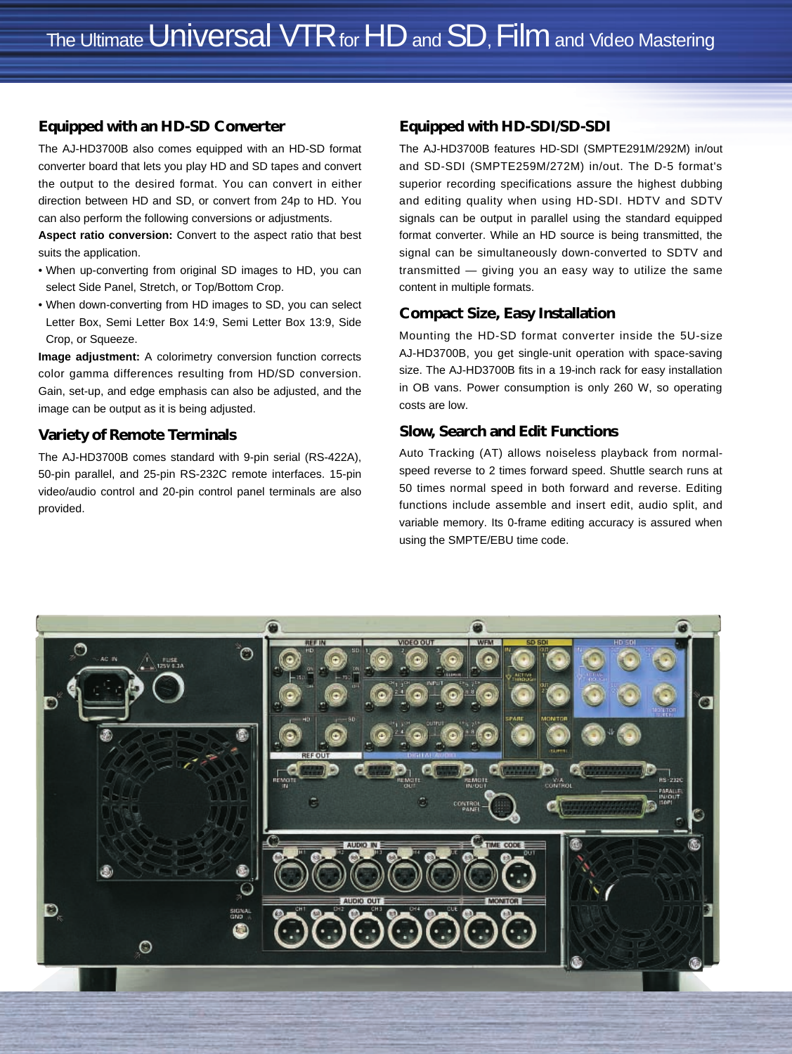# The Ultimate Universal VTR for HD and SD, Film and Video Mastering

## Equipped with an HD-SD Converter

The AJ-HD3700B also comes equipped with an HD-SD format converter board that lets you play HD and SD tapes and convert the output to the desired format. You can convert in either direction between HD and SD, or convert from 24p to HD. You can also perform the following conversions or adjustments.

**Aspect ratio conversion:** Convert to the aspect ratio that best suits the application.

- When up-converting from original SD images to HD, you can select Side Panel, Stretch, or Top/Bottom Crop.
- When down-converting from HD images to SD, you can select Letter Box, Semi Letter Box 14:9, Semi Letter Box 13:9, Side Crop, or Squeeze.

**Image adjustment:** A colorimetry conversion function corrects color gamma differences resulting from HD/SD conversion. Gain, set-up, and edge emphasis can also be adjusted, and the image can be output as it is being adjusted.

## Variety of Remote Terminals

The AJ-HD3700B comes standard with 9-pin serial (RS-422A), 50-pin parallel, and 25-pin RS-232C remote interfaces. 15-pin video/audio control and 20-pin control panel terminals are also provided.

## Equipped with HD-SDI/SD-SDI

The AJ-HD3700B features HD-SDI (SMPTE291M/292M) in/out and SD-SDI (SMPTE259M/272M) in/out. The D-5 format's superior recording specifications assure the highest dubbing and editing quality when using HD-SDI. HDTV and SDTV signals can be output in parallel using the standard equipped format converter. While an HD source is being transmitted, the signal can be simultaneously down-converted to SDTV and transmitted — giving you an easy way to utilize the same content in multiple formats.

## Compact Size, Easy Installation

Mounting the HD-SD format converter inside the 5U-size AJ-HD3700B, you get single-unit operation with space-saving size. The AJ-HD3700B fits in a 19-inch rack for easy installation in OB vans. Power consumption is only 260 W, so operating costs are low.

## Slow, Search and Edit Functions

Auto Tracking (AT) allows noiseless playback from normal-speed reverse to 2 times forward speed. Shuttle search runs at 50 times normal speed in both forward and reverse. Editing functions include assemble and insert edit, audio split, and variable memory. Its 0-frame editing accuracy is assured when using the SMPTE/EBU time code.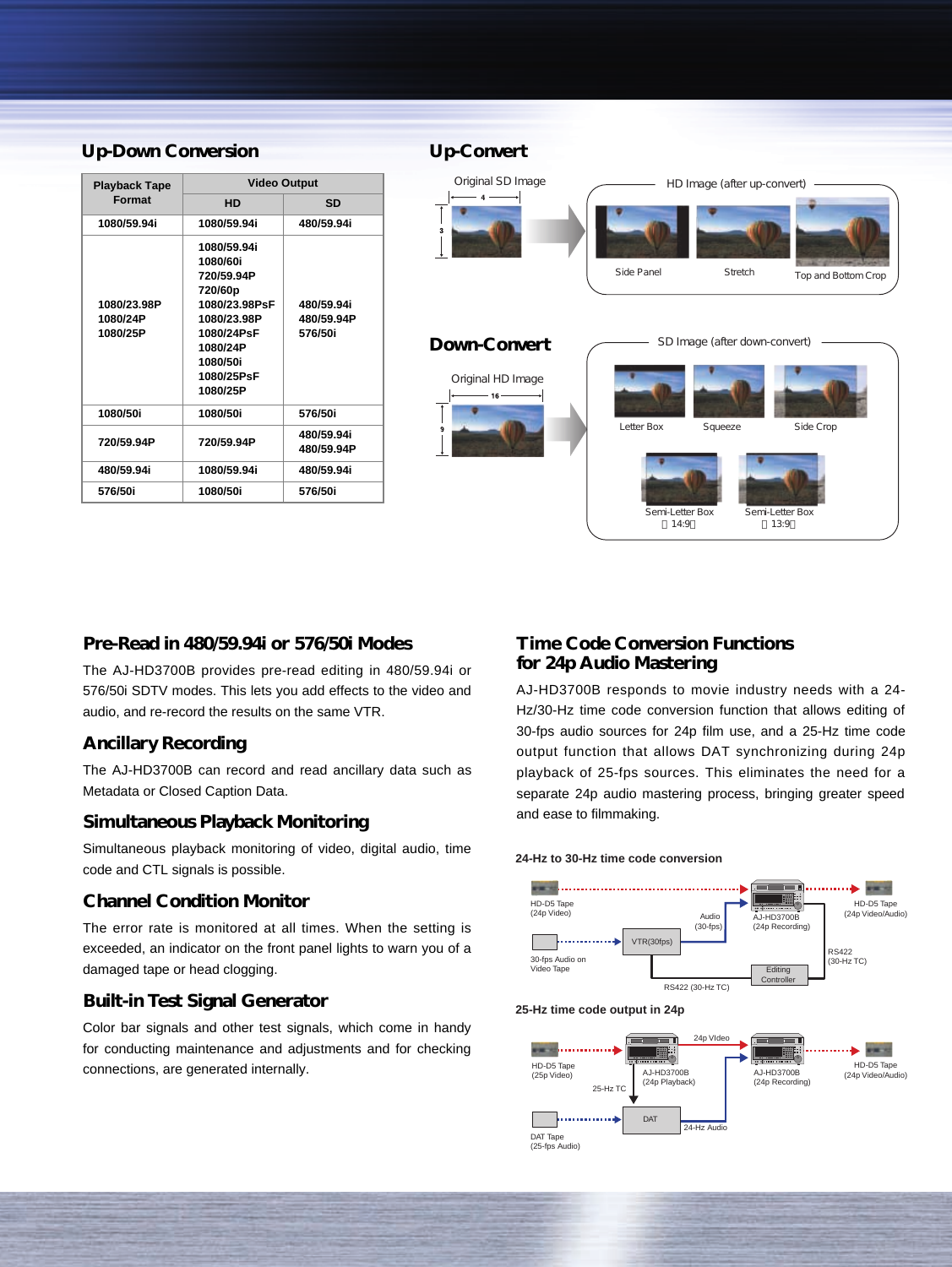## Up-Down Conversion

| Playback Tape Format | Video Output | |
|---|---|---|
| | HD | SD |
| 1080/59.94i | 1080/59.94i | 480/59.94i |
| 1080/23.98P<br>1080/24P<br>1080/25P | 1080/59.94i<br>1080/60i<br>720/59.94P<br>720/60p<br>1080/23.98PsF<br>1080/23.98P<br>1080/24PsF<br>1080/24P<br>1080/50i<br>1080/25PsF<br>1080/25P | 480/59.94i<br>480/59.94P<br>576/50i |
| 1080/50i | 1080/50i | 576/50i |
| 720/59.94P | 720/59.94P | 480/59.94i<br>480/59.94P |
| 480/59.94i | 1080/59.94i | 480/59.94i |
| 576/50i | 1080/50i | 576/50i |

## Up-Convert

Original SD Image

HD Image (after up-convert)

Side Panel | Stretch | Top and Bottom Crop

## Down-Convert

Original HD Image

SD Image (after down-convert)

Letter Box | Squeeze | Side Crop

Semi-Letter Box (14:9) | Semi-Letter Box (13:9)

## Pre-Read in 480/59.94i or 576/50i Modes

The AJ-HD3700B provides pre-read editing in 480/59.94i or 576/50i SDTV modes. This lets you add effects to the video and audio, and re-record the results on the same VTR.

## Ancillary Recording

The AJ-HD3700B can record and read ancillary data such as Metadata or Closed Caption Data.

## Simultaneous Playback Monitoring

Simultaneous playback monitoring of video, digital audio, time code and CTL signals is possible.

## Channel Condition Monitor

The error rate is monitored at all times. When the setting is exceeded, an indicator on the front panel lights to warn you of a damaged tape or head clogging.

## Built-in Test Signal Generator

Color bar signals and other test signals, which come in handy for conducting maintenance and adjustments and for checking connections, are generated internally.

## Time Code Conversion Functions for 24p Audio Mastering

AJ-HD3700B responds to movie industry needs with a 24-Hz/30-Hz time code conversion function that allows editing of 30-fps audio sources for 24p film use, and a 25-Hz time code output function that allows DAT synchronizing during 24p playback of 25-fps sources. This eliminates the need for a separate 24p audio mastering process, bringing greater speed and ease to filmmaking.

**24-Hz to 30-Hz time code conversion**

HD-D5 Tape (24p Video) | 30-fps Audio on Video Tape | VTR(30fps) | Audio (30-fps) | AJ-HD3700B (24p Recording) | HD-D5 Tape (24p Video/Audio) | RS422 (30-Hz TC) | Editing Controller | RS422 (30-Hz TC)

**25-Hz time code output in 24p**

HD-D5 Tape (25p Video) | AJ-HD3700B (24p Playback) | 24p Video | AJ-HD3700B (24p Recording) | HD-D5 Tape (24p Video/Audio) | 25-Hz TC | DAT | 24-Hz Audio | DAT Tape (25-fps Audio)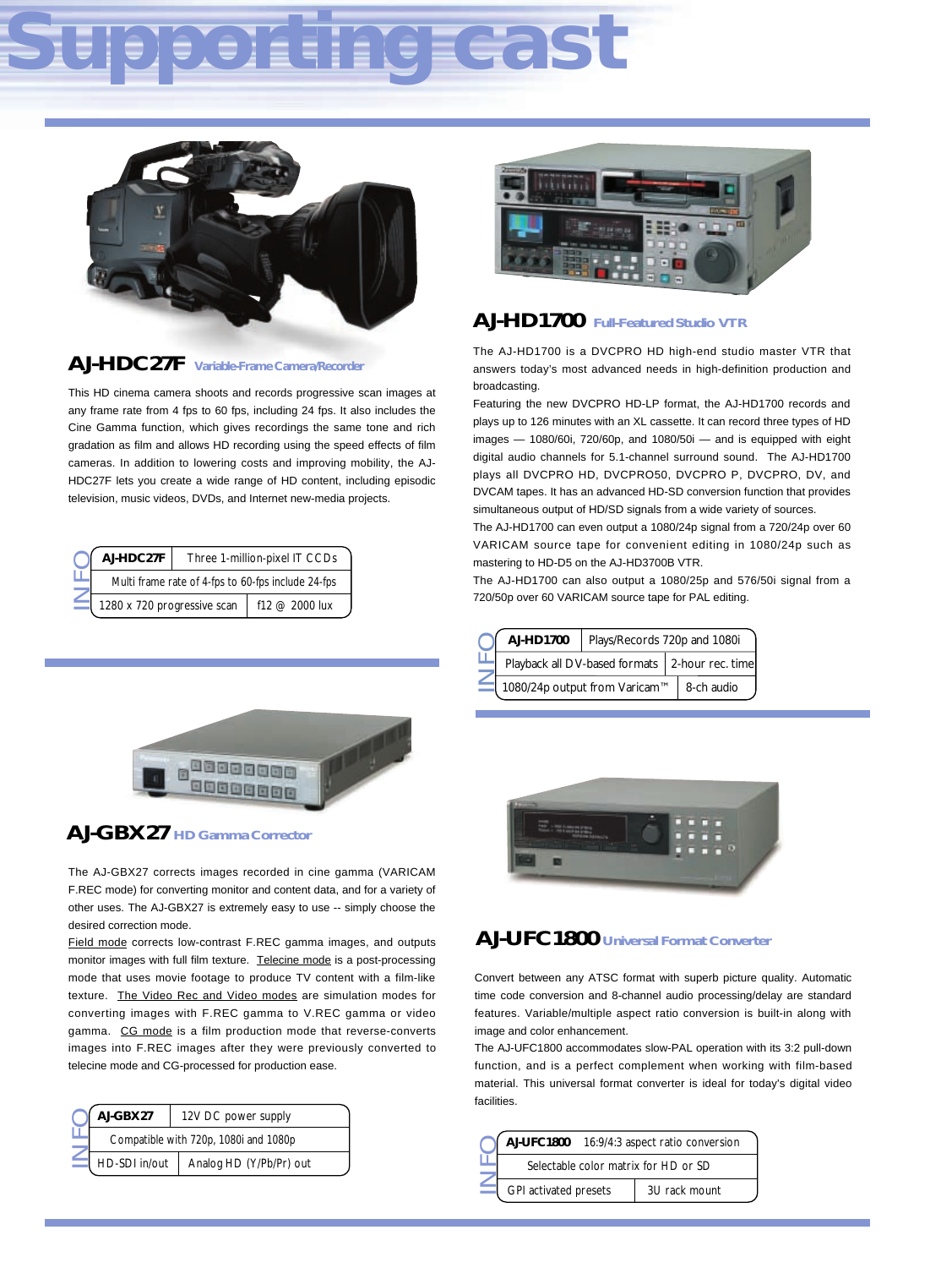# Supporting cast

## AJ-HDC27F Variable-Frame Camera/Recorder

This HD cinema camera shoots and records progressive scan images at any frame rate from 4 fps to 60 fps, including 24 fps. It also includes the Cine Gamma function, which gives recordings the same tone and rich gradation as film and allows HD recording using the speed effects of film cameras. In addition to lowering costs and improving mobility, the AJ-HDC27F lets you create a wide range of HD content, including episodic television, music videos, DVDs, and Internet new-media projects.

**INFO**

| AJ-HDC27F | Three 1-million-pixel IT CCDs |
|---|---|
| Multi frame rate of 4-fps to 60-fps include 24-fps | |
| 1280 x 720 progressive scan | f12 @ 2000 lux |

## AJ-HD1700 Full-Featured Studio VTR

The AJ-HD1700 is a DVCPRO HD high-end studio master VTR that answers today's most advanced needs in high-definition production and broadcasting.

Featuring the new DVCPRO HD-LP format, the AJ-HD1700 records and plays up to 126 minutes with an XL cassette. It can record three types of HD images — 1080/60i, 720/60p, and 1080/50i — and is equipped with eight digital audio channels for 5.1-channel surround sound. The AJ-HD1700 plays all DVCPRO HD, DVCPRO50, DVCPRO P, DVCPRO, DV, and DVCAM tapes. It has an advanced HD-SD conversion function that provides simultaneous output of HD/SD signals from a wide variety of sources.

The AJ-HD1700 can even output a 1080/24p signal from a 720/24p over 60 VARICAM source tape for convenient editing in 1080/24p such as mastering to HD-D5 on the AJ-HD3700B VTR.

The AJ-HD1700 can also output a 1080/25p and 576/50i signal from a 720/50p over 60 VARICAM source tape for PAL editing.

**INFO**

| AJ-HD1700 | Plays/Records 720p and 1080i |
|---|---|
| Playback all DV-based formats | 2-hour rec. time |
| 1080/24p output from Varicam™ | 8-ch audio |

## AJ-GBX27 HD Gamma Corrector

The AJ-GBX27 corrects images recorded in cine gamma (VARICAM F.REC mode) for converting monitor and content data, and for a variety of other uses. The AJ-GBX27 is extremely easy to use -- simply choose the desired correction mode.

Field mode corrects low-contrast F.REC gamma images, and outputs monitor images with full film texture. Telecine mode is a post-processing mode that uses movie footage to produce TV content with a film-like texture. The Video Rec and Video modes are simulation modes for converting images with F.REC gamma to V.REC gamma or video gamma. CG mode is a film production mode that reverse-converts images into F.REC images after they were previously converted to telecine mode and CG-processed for production ease.

**INFO**

| AJ-GBX27 | 12V DC power supply |
|---|---|
| Compatible with 720p, 1080i and 1080p | |
| HD-SDI in/out | Analog HD (Y/Pb/Pr) out |

## AJ-UFC1800 Universal Format Converter

Convert between any ATSC format with superb picture quality. Automatic time code conversion and 8-channel audio processing/delay are standard features. Variable/multiple aspect ratio conversion is built-in along with image and color enhancement.

The AJ-UFC1800 accommodates slow-PAL operation with its 3:2 pull-down function, and is a perfect complement when working with film-based material. This universal format converter is ideal for today's digital video facilities.

**INFO**

| AJ-UFC1800 | 16:9/4:3 aspect ratio conversion |
|---|---|
| Selectable color matrix for HD or SD | |
| GPI activated presets | 3U rack mount |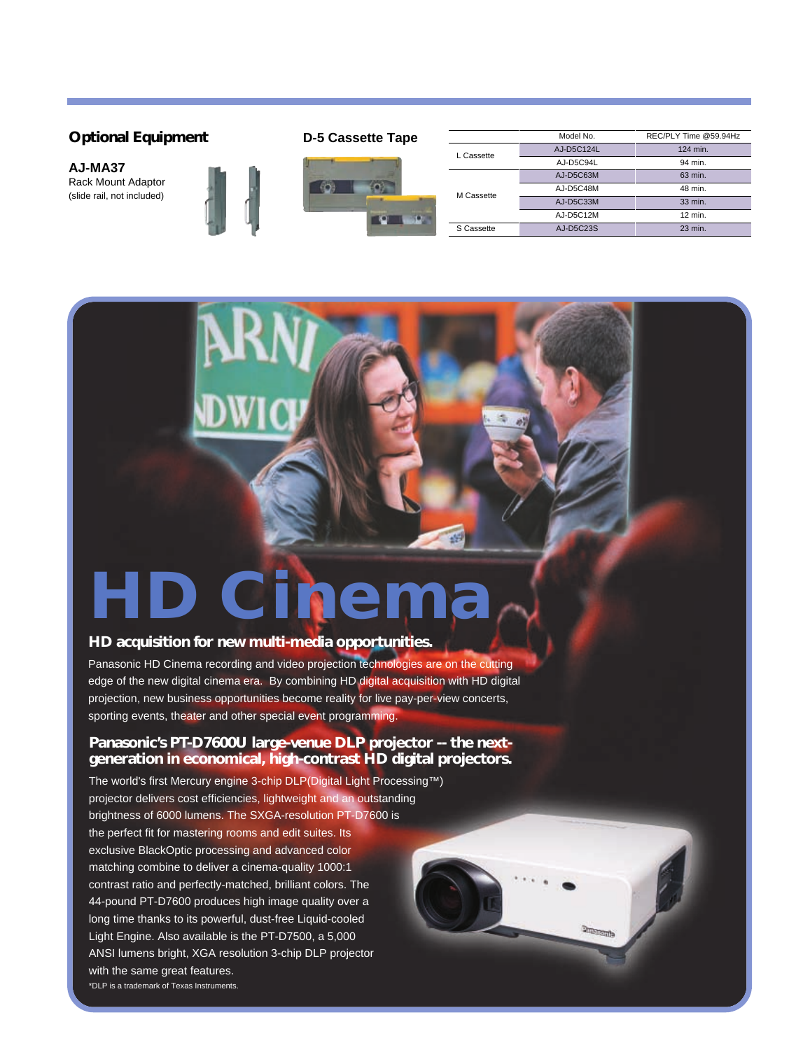## Optional Equipment

**AJ-MA37**
Rack Mount Adaptor
(slide rail, not included)

### D-5 Cassette Tape

| | Model No. | REC/PLY Time @59.94Hz |
|---|---|---|
| L Cassette | AJ-D5C124L | 124 min. |
| | AJ-D5C94L | 94 min. |
| M Cassette | AJ-D5C63M | 63 min. |
| | AJ-D5C48M | 48 min. |
| | AJ-D5C33M | 33 min. |
| | AJ-D5C12M | 12 min. |
| S Cassette | AJ-D5C23S | 23 min. |

# HD Cinema

### HD acquisition for new multi-media opportunities.

Panasonic HD Cinema recording and video projection technologies are on the cutting edge of the new digital cinema era. By combining HD digital acquisition with HD digital projection, new business opportunities become reality for live pay-per-view concerts, sporting events, theater and other special event programming.

### Panasonic's PT-D7600U large-venue DLP projector -- the next-generation in economical, high-contrast HD digital projectors.

The world's first Mercury engine 3-chip DLP(Digital Light Processing™) projector delivers cost efficiencies, lightweight and an outstanding brightness of 6000 lumens. The SXGA-resolution PT-D7600 is the perfect fit for mastering rooms and edit suites. Its exclusive BlackOptic processing and advanced color matching combine to deliver a cinema-quality 1000:1 contrast ratio and perfectly-matched, brilliant colors. The 44-pound PT-D7600 produces high image quality over a long time thanks to its powerful, dust-free Liquid-cooled Light Engine. Also available is the PT-D7500, a 5,000 ANSI lumens bright, XGA resolution 3-chip DLP projector with the same great features.

*DLP is a trademark of Texas Instruments.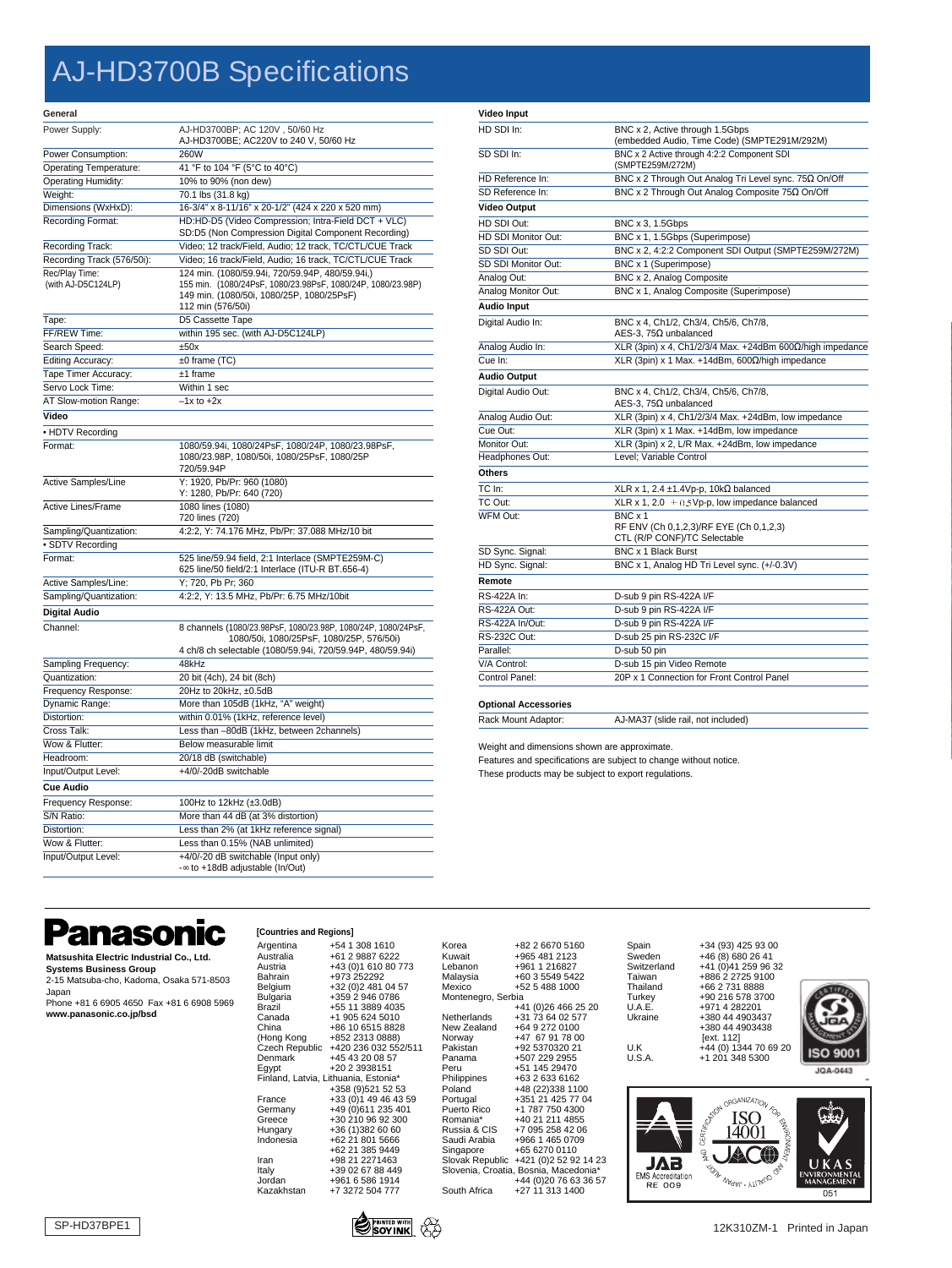# AJ-HD3700B Specifications

**General**

| | |
|---|---|
| Power Supply: | AJ-HD3700BP; AC 120V , 50/60 Hz<br>AJ-HD3700BE; AC220V to 240 V, 50/60 Hz |
| Power Consumption: | 260W |
| Operating Temperature: | 41 °F to 104 °F (5°C to 40°C) |
| Operating Humidity: | 10% to 90% (non dew) |
| Weight: | 70.1 lbs (31.8 kg) |
| Dimensions (WxHxD): | 16-3/4" x 8-11/16" x 20-1/2" (424 x 220 x 520 mm) |
| Recording Format: | HD:HD-D5 (Video Compression; Intra-Field DCT + VLC)<br>SD:D5 (Non Compression Digital Component Recording) |
| Recording Track: | Video; 12 track/Field, Audio; 12 track, TC/CTL/CUE Track |
| Recording Track (576/50i): | Video; 16 track/Field, Audio; 16 track, TC/CTL/CUE Track |
| Rec/Play Time:<br>(with AJ-D5C124LP) | 124 min. (1080/59.94i, 720/59.94P, 480/59.94i,)<br>155 min. (1080/24PsF, 1080/23.98PsF, 1080/24P, 1080/23.98P)<br>149 min. (1080/50i, 1080/25P, 1080/25PsF)<br>112 min (576/50i) |
| Tape: | D5 Cassette Tape |
| FF/REW Time: | within 195 sec. (with AJ-D5C124LP) |
| Search Speed: | ±50x |
| Editing Accuracy: | ±0 frame (TC) |
| Tape Timer Accuracy: | ±1 frame |
| Servo Lock Time: | Within 1 sec |
| AT Slow-motion Range: | –1x to +2x |

**Video**

| | |
|---|---|
| • HDTV Recording | |
| Format: | 1080/59.94i, 1080/24PsF, 1080/24P, 1080/23.98PsF,<br>1080/23.98P, 1080/50i, 1080/25PsF, 1080/25P<br>720/59.94P |
| Active Samples/Line | Y: 1920, Pb/Pr: 960 (1080)<br>Y: 1280, Pb/Pr: 640 (720) |
| Active Lines/Frame | 1080 lines (1080)<br>720 lines (720) |
| Sampling/Quantization: | 4:2:2, Y: 74.176 MHz, Pb/Pr: 37.088 MHz/10 bit |
| • SDTV Recording | |
| Format: | 525 line/59.94 field, 2:1 Interlace (SMPTE259M-C)<br>625 line/50 field/2:1 Interlace (ITU-R BT.656-4) |
| Active Samples/Line: | Y; 720, Pb Pr; 360 |
| Sampling/Quantization: | 4:2:2, Y: 13.5 MHz, Pb/Pr: 6.75 MHz/10bit |

**Digital Audio**

| | |
|---|---|
| Channel: | 8 channels (1080/23.98PsF, 1080/23.98P, 1080/24P, 1080/24PsF, 1080/50i, 1080/25PsF, 1080/25P, 576/50i)<br>4 ch/8 ch selectable (1080/59.94i, 720/59.94P, 480/59.94i) |
| Sampling Frequency: | 48kHz |
| Quantization: | 20 bit (4ch), 24 bit (8ch) |
| Frequency Response: | 20Hz to 20kHz, ±0.5dB |
| Dynamic Range: | More than 105dB (1kHz, "A" weight) |
| Distortion: | within 0.01% (1kHz, reference level) |
| Cross Talk: | Less than –80dB (1kHz, between 2channels) |
| Wow & Flutter: | Below measurable limit |
| Headroom: | 20/18 dB (switchable) |
| Input/Output Level: | +4/0/-20dB switchable |

**Cue Audio**

| | |
|---|---|
| Frequency Response: | 100Hz to 12kHz (±3.0dB) |
| S/N Ratio: | More than 44 dB (at 3% distortion) |
| Distortion: | Less than 2% (at 1kHz reference signal) |
| Wow & Flutter: | Less than 0.15% (NAB unlimited) |
| Input/Output Level: | +4/0/-20 dB switchable (Input only)<br>-∞ to +18dB adjustable (In/Out) |

**Video Input**

| | |
|---|---|
| HD SDI In: | BNC x 2, Active through 1.5Gbps<br>(embedded Audio, Time Code) (SMPTE291M/292M) |
| SD SDI In: | BNC x 2 Active through 4:2:2 Component SDI<br>(SMPTE259M/272M) |
| HD Reference In: | BNC x 2 Through Out Analog Tri Level sync. 75Ω On/Off |
| SD Reference In: | BNC x 2 Through Out Analog Composite 75Ω On/Off |

**Video Output**

| | |
|---|---|
| HD SDI Out: | BNC x 3, 1.5Gbps |
| HD SDI Monitor Out: | BNC x 1, 1.5Gbps (Superimpose) |
| SD SDI Out: | BNC x 2, 4:2:2 Component SDI Output (SMPTE259M/272M) |
| SD SDI Monitor Out: | BNC x 1 (Superimpose) |
| Analog Out: | BNC x 2, Analog Composite |
| Analog Monitor Out: | BNC x 1, Analog Composite (Superimpose) |

**Audio Input**

| | |
|---|---|
| Digital Audio In: | BNC x 4, Ch1/2, Ch3/4, Ch5/6, Ch7/8,<br>AES-3, 75Ω unbalanced |
| Analog Audio In: | XLR (3pin) x 4, Ch1/2/3/4 Max. +24dBm 600Ω/high impedance |
| Cue In: | XLR (3pin) x 1 Max. +14dBm, 600Ω/high impedance |

**Audio Output**

| | |
|---|---|
| Digital Audio Out: | BNC x 4, Ch1/2, Ch3/4, Ch5/6, Ch7/8,<br>AES-3, 75Ω unbalanced |
| Analog Audio Out: | XLR (3pin) x 4, Ch1/2/3/4 Max. +24dBm, low impedance |
| Cue Out: | XLR (3pin) x 1 Max. +14dBm, low impedance |
| Monitor Out: | XLR (3pin) x 2, L/R Max. +24dBm, low impedance |
| Headphones Out: | Level; Variable Control |

**Others**

| | |
|---|---|
| TC In: | XLR x 1, 2.4 ±1.4Vp-p, 10kΩ balanced |
| TC Out: | XLR x 1, 2.0 ±0.5Vp-p, low impedance balanced |
| WFM Out: | BNC x 1<br>RF ENV (Ch 0,1,2,3)/RF EYE (Ch 0,1,2,3)<br>CTL (R/P CONF)/TC Selectable |
| SD Sync. Signal: | BNC x 1 Black Burst |
| HD Sync. Signal: | BNC x 1, Analog HD Tri Level sync. (+/-0.3V) |

**Remote**

| | |
|---|---|
| RS-422A In: | D-sub 9 pin RS-422A I/F |
| RS-422A Out: | D-sub 9 pin RS-422A I/F |
| RS-422A In/Out: | D-sub 9 pin RS-422A I/F |
| RS-232C Out: | D-sub 25 pin RS-232C I/F |
| Parallel: | D-sub 50 pin |
| V/A Control: | D-sub 15 pin Video Remote |
| Control Panel: | 20P x 1 Connection for Front Control Panel |

**Optional Accessories**

| | |
|---|---|
| Rack Mount Adaptor: | AJ-MA37 (slide rail, not included) |

Weight and dimensions shown are approximate.
Features and specifications are subject to change without notice.
These products may be subject to export regulations.

**Panasonic**

**Matsushita Electric Industrial Co., Ltd.**
**Systems Business Group**
2-15 Matsuba-cho, Kadoma, Osaka 571-8503 Japan
Phone +81 6 6905 4650 Fax +81 6 6908 5969
**www.panasonic.co.jp/bsd**

**[Countries and Regions]**

| | |
|---|---|
| Argentina | +54 1 308 1610 |
| Australia | +61 2 9887 6222 |
| Austria | +43 (0)1 610 80 773 |
| Bahrain | +973 252292 |
| Belgium | +32 (0)2 481 04 57 |
| Bulgaria | +359 2 946 0786 |
| Brazil | +55 11 3889 4035 |
| Canada | +1 905 624 5010 |
| China | +86 10 6515 8828 |
| (Hong Kong | +852 2313 0888) |
| Czech Republic | +420 236 032 552/511 |
| Denmark | +45 43 20 08 57 |
| Egypt | +20 2 3938151 |
| Finland, Latvia, Lithuania, Estonia* | +358 (9)521 52 53 |
| France | +33 (0)1 49 46 43 59 |
| Germany | +49 (0)611 235 401 |
| Greece | +30 210 96 92 300 |
| Hungary | +36 (1)382 60 60 |
| Indonesia | +62 21 801 5666<br>+62 21 385 9449 |
| Iran | +98 21 2271463 |
| Italy | +39 02 67 88 449 |
| Jordan | +961 6 586 1914 |
| Kazakhstan | +7 3272 504 777 |
| Korea | +82 2 6670 5160 |
| Kuwait | +965 481 2123 |
| Lebanon | +961 1 216827 |
| Malaysia | +60 3 5549 5422 |
| Mexico | +52 5 488 1000 |
| Montenegro, Serbia | +41 (0)26 466 25 20 |
| Netherlands | +31 73 64 02 577 |
| New Zealand | +64 9 272 0100 |
| Norway | +47 67 91 78 00 |
| Pakistan | +92 5370320 21 |
| Panama | +507 229 2955 |
| Peru | +51 145 29470 |
| Philippines | +63 2 633 6162 |
| Poland | +48 (22)338 1100 |
| Portugal | +351 21 425 77 04 |
| Puerto Rico | +1 787 750 4300 |
| Romania* | +40 21 211 4855 |
| Russia & CIS | +7 095 258 42 06 |
| Saudi Arabia | +966 1 465 0709 |
| Singapore | +65 6270 0110 |
| Slovak Republic | +421 (0)2 52 92 14 23 |
| Slovenia, Croatia, Bosnia, Macedonia* | +44 (0)20 76 63 36 57 |
| South Africa | +27 11 313 1400 |
| Spain | +34 (93) 425 93 00 |
| Sweden | +46 (8) 680 26 41 |
| Switzerland | +41 (0)41 259 96 32 |
| Taiwan | +886 2 2725 9100 |
| Thailand | +66 2 731 8888 |
| Turkey | +90 216 578 3700 |
| U.A.E. | +971 4 282201 |
| Ukraine | +380 44 4903437<br>+380 44 4903438<br>[ext. 112] |
| U.K | +44 (0) 1344 70 69 20 |
| U.S.A. | +1 201 348 5300 |

ISO 9001 JQA-0443

ISO 14001 JAB EMS Accreditation RE 009 — UKAS Environmental Management 051

SP-HD37BPE1

PRINTED WITH SOY INK

12K310ZM-1 Printed in Japan